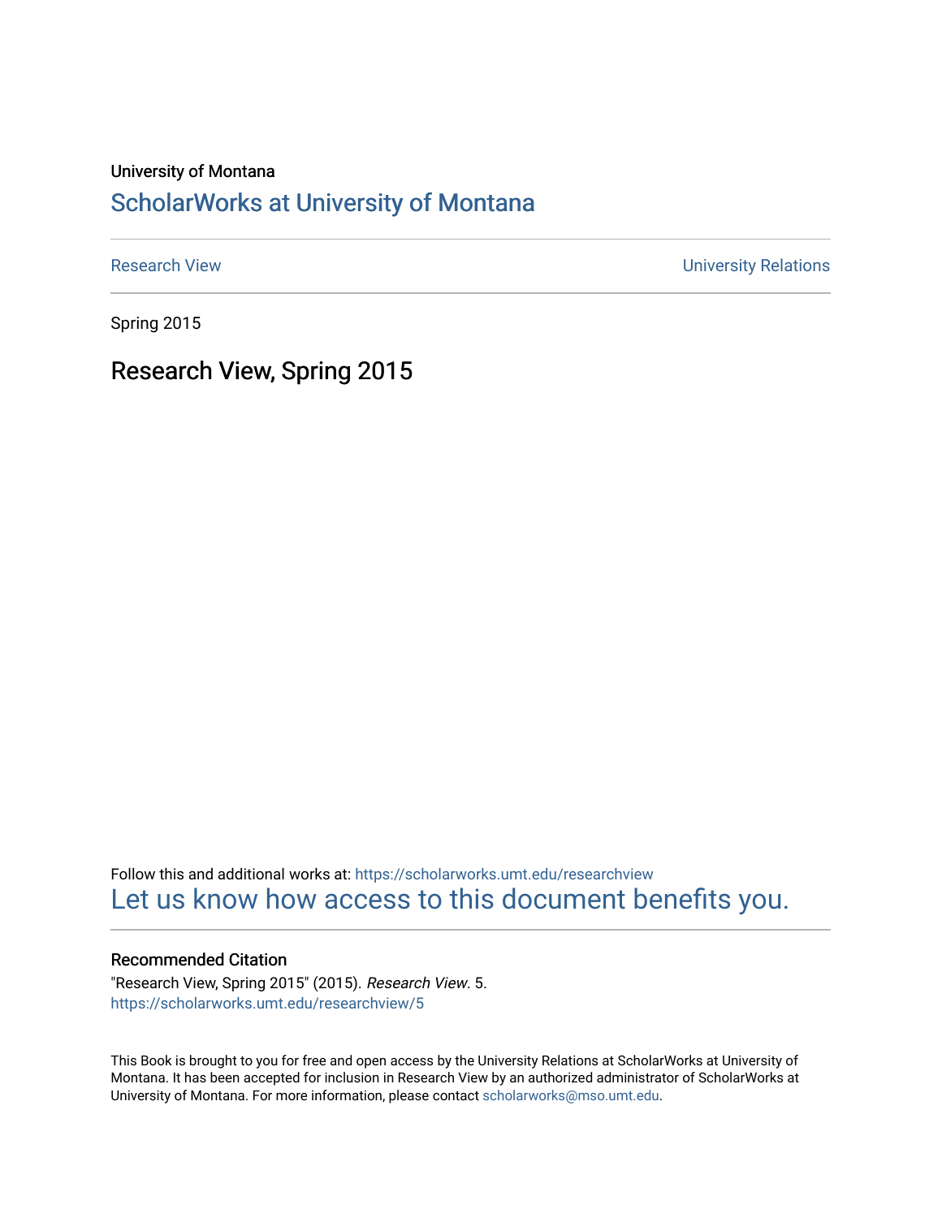University of Montana

# ScholarWorks at University of Montana

Research View | University Relations

Spring 2015

## Research View, Spring 2015

Follow this and additional works at: https://scholarworks.umt.edu/researchview

Let us know how access to this document benefits you.

### Recommended Citation

"Research View, Spring 2015" (2015). *Research View*. 5.
https://scholarworks.umt.edu/researchview/5

This Book is brought to you for free and open access by the University Relations at ScholarWorks at University of Montana. It has been accepted for inclusion in Research View by an authorized administrator of ScholarWorks at University of Montana. For more information, please contact scholarworks@mso.umt.edu.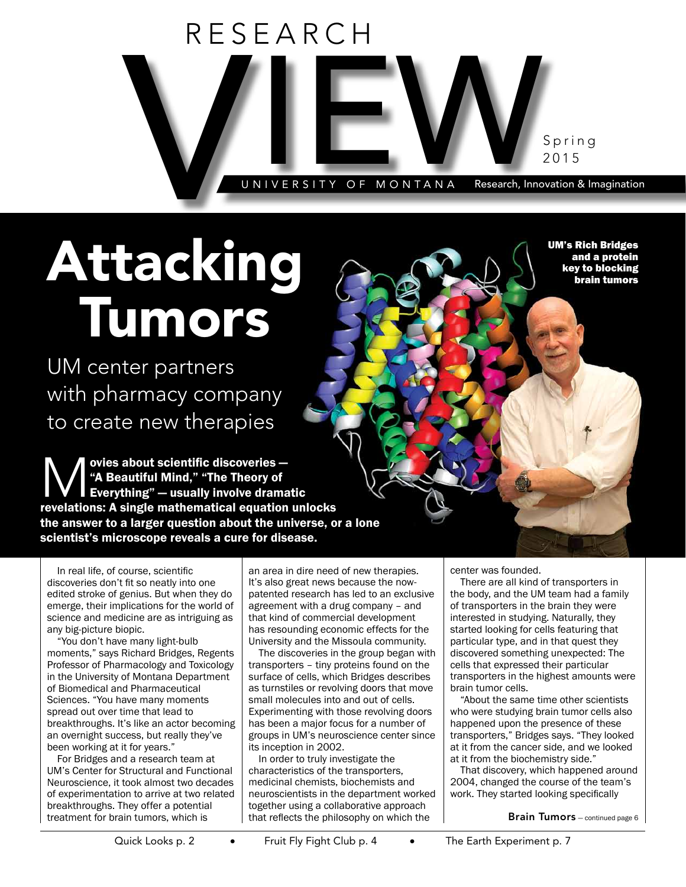# RESEARCH VIEW

Spring 2015

UNIVERSITY OF MONTANA Research, Innovation & Imagination

# Attacking Tumors

## UM center partners with pharmacy company to create new therapies

UM's Rich Bridges and a protein key to blocking brain tumors

**Movies about scientific discoveries — "A Beautiful Mind," "The Theory of Everything" — usually involve dramatic revelations: A single mathematical equation unlocks the answer to a larger question about the universe, or a lone scientist's microscope reveals a cure for disease.**

In real life, of course, scientific discoveries don't fit so neatly into one edited stroke of genius. But when they do emerge, their implications for the world of science and medicine are as intriguing as any big-picture biopic.

"You don't have many light-bulb moments," says Richard Bridges, Regents Professor of Pharmacology and Toxicology in the University of Montana Department of Biomedical and Pharmaceutical Sciences. "You have many moments spread out over time that lead to breakthroughs. It's like an actor becoming an overnight success, but really they've been working at it for years."

For Bridges and a research team at UM's Center for Structural and Functional Neuroscience, it took almost two decades of experimentation to arrive at two related breakthroughs. They offer a potential treatment for brain tumors, which is an area in dire need of new therapies. It's also great news because the now-patented research has led to an exclusive agreement with a drug company – and that kind of commercial development has resounding economic effects for the University and the Missoula community.

The discoveries in the group began with transporters – tiny proteins found on the surface of cells, which Bridges describes as turnstiles or revolving doors that move small molecules into and out of cells. Experimenting with those revolving doors has been a major focus for a number of groups in UM's neuroscience center since its inception in 2002.

In order to truly investigate the characteristics of the transporters, medicinal chemists, biochemists and neuroscientists in the department worked together using a collaborative approach that reflects the philosophy on which the center was founded.

There are all kind of transporters in the body, and the UM team had a family of transporters in the brain they were interested in studying. Naturally, they started looking for cells featuring that particular type, and in that quest they discovered something unexpected: The cells that expressed their particular transporters in the highest amounts were brain tumor cells.

"About the same time other scientists who were studying brain tumor cells also happened upon the presence of these transporters," Bridges says. "They looked at it from the cancer side, and we looked at it from the biochemistry side."

That discovery, which happened around 2004, changed the course of the team's work. They started looking specifically

**Brain Tumors** – continued page 6

Quick Looks p. 2 • Fruit Fly Fight Club p. 4 • The Earth Experiment p. 7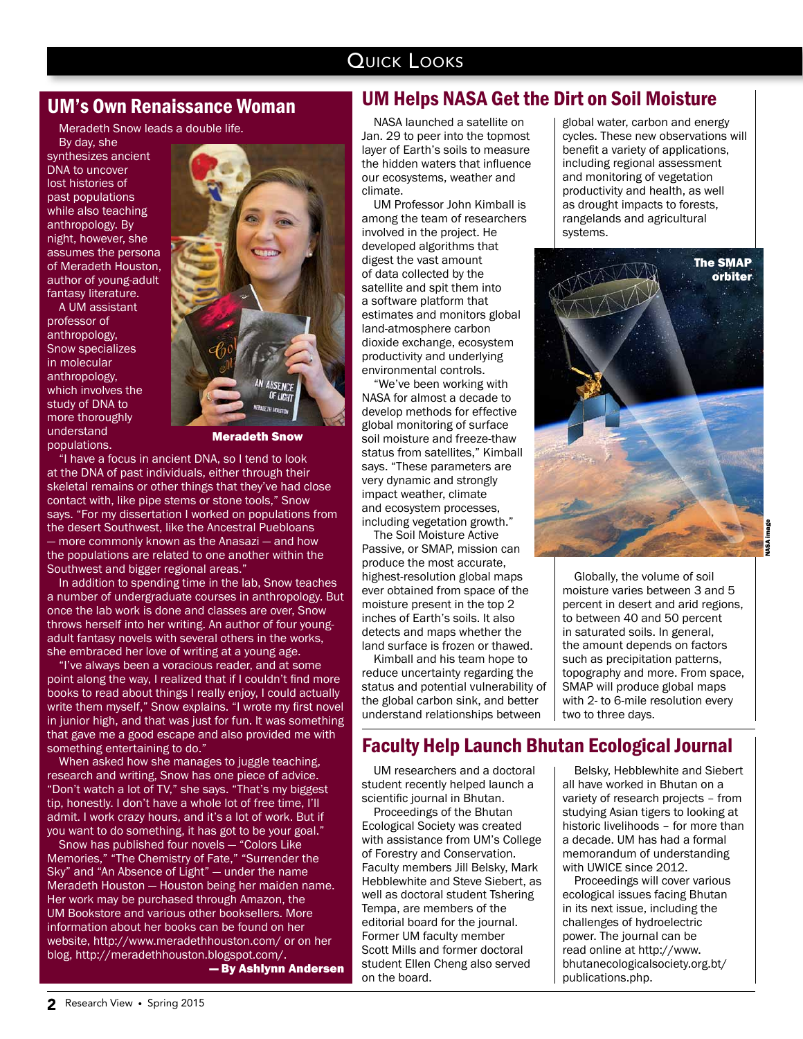# Quick Looks

## UM's Own Renaissance Woman

Meradeth Snow leads a double life. By day, she synthesizes ancient DNA to uncover lost histories of past populations while also teaching anthropology. By night, however, she assumes the persona of Meradeth Houston, author of young-adult fantasy literature.

A UM assistant professor of anthropology, Snow specializes in molecular anthropology, which involves the study of DNA to more thoroughly understand populations.

**Meradeth Snow**

"I have a focus in ancient DNA, so I tend to look at the DNA of past individuals, either through their skeletal remains or other things that they've had close contact with, like pipe stems or stone tools," Snow says. "For my dissertation I worked on populations from the desert Southwest, like the Ancestral Puebloans — more commonly known as the Anasazi — and how the populations are related to one another within the Southwest and bigger regional areas."

In addition to spending time in the lab, Snow teaches a number of undergraduate courses in anthropology. But once the lab work is done and classes are over, Snow throws herself into her writing. An author of four young-adult fantasy novels with several others in the works, she embraced her love of writing at a young age.

"I've always been a voracious reader, and at some point along the way, I realized that if I couldn't find more books to read about things I really enjoy, I could actually write them myself," Snow explains. "I wrote my first novel in junior high, and that was just for fun. It was something that gave me a good escape and also provided me with something entertaining to do."

When asked how she manages to juggle teaching, research and writing, Snow has one piece of advice. "Don't watch a lot of TV," she says. "That's my biggest tip, honestly. I don't have a whole lot of free time, I'll admit. I work crazy hours, and it's a lot of work. But if you want to do something, it has got to be your goal."

Snow has published four novels — "Colors Like Memories," "The Chemistry of Fate," "Surrender the Sky" and "An Absence of Light" — under the name Meradeth Houston — Houston being her maiden name. Her work may be purchased through Amazon, the UM Bookstore and various other booksellers. More information about her books can be found on her website, http://www.meradethhouston.com/ or on her blog, http://meradethhouston.blogspot.com/.

**— By Ashlynn Andersen**

## UM Helps NASA Get the Dirt on Soil Moisture

NASA launched a satellite on Jan. 29 to peer into the topmost layer of Earth's soils to measure the hidden waters that influence our ecosystems, weather and climate.

UM Professor John Kimball is among the team of researchers involved in the project. He developed algorithms that digest the vast amount of data collected by the satellite and spit them into a software platform that estimates and monitors global land-atmosphere carbon dioxide exchange, ecosystem productivity and underlying environmental controls.

"We've been working with NASA for almost a decade to develop methods for effective global monitoring of surface soil moisture and freeze-thaw status from satellites," Kimball says. "These parameters are very dynamic and strongly impact weather, climate and ecosystem processes, including vegetation growth."

The Soil Moisture Active Passive, or SMAP, mission can produce the most accurate, highest-resolution global maps ever obtained from space of the moisture present in the top 2 inches of Earth's soils. It also detects and maps whether the land surface is frozen or thawed.

Kimball and his team hope to reduce uncertainty regarding the status and potential vulnerability of the global carbon sink, and better understand relationships between global water, carbon and energy cycles. These new observations will benefit a variety of applications, including regional assessment and monitoring of vegetation productivity and health, as well as drought impacts to forests, rangelands and agricultural systems.

The SMAP orbiter

NASA image

Globally, the volume of soil moisture varies between 3 and 5 percent in desert and arid regions, to between 40 and 50 percent in saturated soils. In general, the amount depends on factors such as precipitation patterns, topography and more. From space, SMAP will produce global maps with 2- to 6-mile resolution every two to three days.

## Faculty Help Launch Bhutan Ecological Journal

UM researchers and a doctoral student recently helped launch a scientific journal in Bhutan.

Proceedings of the Bhutan Ecological Society was created with assistance from UM's College of Forestry and Conservation. Faculty members Jill Belsky, Mark Hebblewhite and Steve Siebert, as well as doctoral student Tshering Tempa, are members of the editorial board for the journal. Former UM faculty member Scott Mills and former doctoral student Ellen Cheng also served on the board.

Belsky, Hebblewhite and Siebert all have worked in Bhutan on a variety of research projects – from studying Asian tigers to looking at historic livelihoods – for more than a decade. UM has had a formal memorandum of understanding with UWICE since 2012.

Proceedings will cover various ecological issues facing Bhutan in its next issue, including the challenges of hydroelectric power. The journal can be read online at http://www.bhutanecologicalsociety.org.bt/publications.php.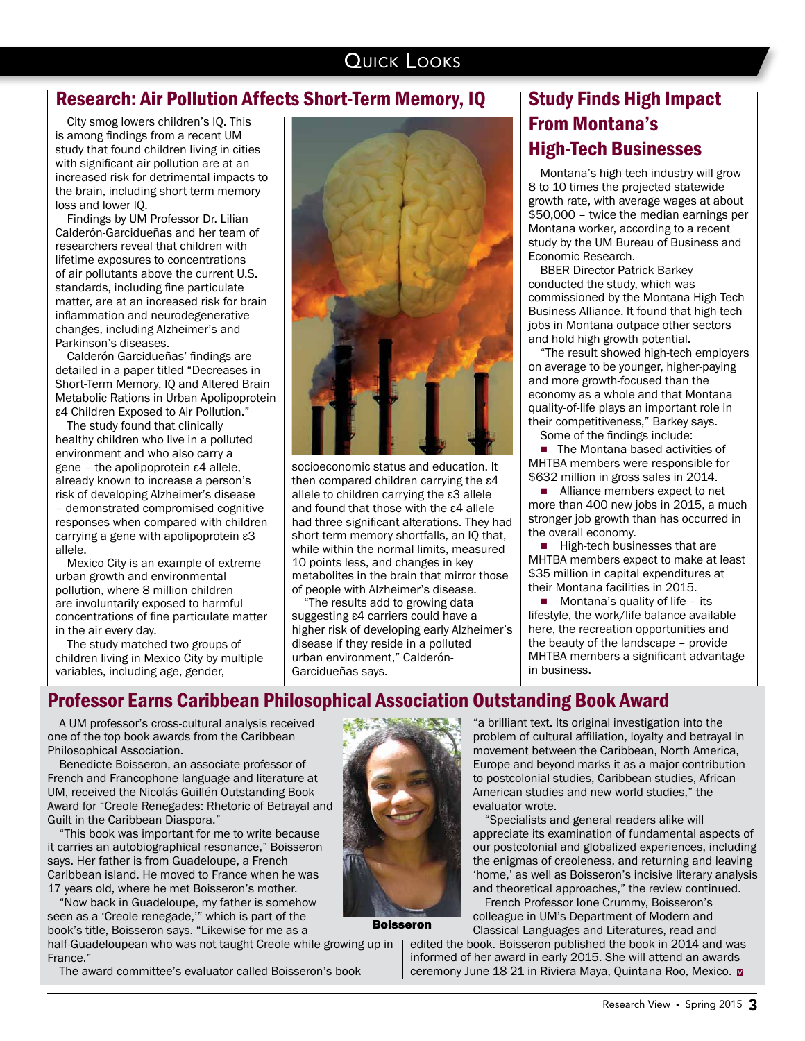# Quick Looks

## Research: Air Pollution Affects Short-Term Memory, IQ

City smog lowers children's IQ. This is among findings from a recent UM study that found children living in cities with significant air pollution are at an increased risk for detrimental impacts to the brain, including short-term memory loss and lower IQ.

Findings by UM Professor Dr. Lilian Calderón-Garcidueñas and her team of researchers reveal that children with lifetime exposures to concentrations of air pollutants above the current U.S. standards, including fine particulate matter, are at an increased risk for brain inflammation and neurodegenerative changes, including Alzheimer's and Parkinson's diseases.

Calderón-Garcidueñas' findings are detailed in a paper titled "Decreases in Short-Term Memory, IQ and Altered Brain Metabolic Rations in Urban Apolipoprotein ε4 Children Exposed to Air Pollution."

The study found that clinically healthy children who live in a polluted environment and who also carry a gene – the apolipoprotein ε4 allele, already known to increase a person's risk of developing Alzheimer's disease – demonstrated compromised cognitive responses when compared with children carrying a gene with apolipoprotein ε3 allele.

Mexico City is an example of extreme urban growth and environmental pollution, where 8 million children are involuntarily exposed to harmful concentrations of fine particulate matter in the air every day.

The study matched two groups of children living in Mexico City by multiple variables, including age, gender, socioeconomic status and education. It then compared children carrying the ε4 allele to children carrying the ε3 allele and found that those with the ε4 allele had three significant alterations. They had short-term memory shortfalls, an IQ that, while within the normal limits, measured 10 points less, and changes in key metabolites in the brain that mirror those of people with Alzheimer's disease.

"The results add to growing data suggesting ε4 carriers could have a higher risk of developing early Alzheimer's disease if they reside in a polluted urban environment," Calderón-Garcidueñas says.

## Study Finds High Impact From Montana's High-Tech Businesses

Montana's high-tech industry will grow 8 to 10 times the projected statewide growth rate, with average wages at about $50,000 – twice the median earnings per Montana worker, according to a recent study by the UM Bureau of Business and Economic Research.

BBER Director Patrick Barkey conducted the study, which was commissioned by the Montana High Tech Business Alliance. It found that high-tech jobs in Montana outpace other sectors and hold high growth potential.

"The result showed high-tech employers on average to be younger, higher-paying and more growth-focused than the economy as a whole and that Montana quality-of-life plays an important role in their competitiveness," Barkey says.

Some of the findings include:

- The Montana-based activities of MHTBA members were responsible for $632 million in gross sales in 2014.
- Alliance members expect to net more than 400 new jobs in 2015, a much stronger job growth than has occurred in the overall economy.
- High-tech businesses that are MHTBA members expect to make at least $35 million in capital expenditures at their Montana facilities in 2015.
- Montana's quality of life – its lifestyle, the work/life balance available here, the recreation opportunities and the beauty of the landscape – provide MHTBA members a significant advantage in business.

## Professor Earns Caribbean Philosophical Association Outstanding Book Award

A UM professor's cross-cultural analysis received one of the top book awards from the Caribbean Philosophical Association.

Benedicte Boisseron, an associate professor of French and Francophone language and literature at UM, received the Nicolás Guillén Outstanding Book Award for "Creole Renegades: Rhetoric of Betrayal and Guilt in the Caribbean Diaspora."

"This book was important for me to write because it carries an autobiographical resonance," Boisseron says. Her father is from Guadeloupe, a French Caribbean island. He moved to France when he was 17 years old, where he met Boisseron's mother.

"Now back in Guadeloupe, my father is somehow seen as a 'Creole renegade,'" which is part of the book's title, Boisseron says. "Likewise for me as a half-Guadeloupean who was not taught Creole while growing up in France."

Boisseron

The award committee's evaluator called Boisseron's book "a brilliant text. Its original investigation into the problem of cultural affiliation, loyalty and betrayal in movement between the Caribbean, North America, Europe and beyond marks it as a major contribution to postcolonial studies, Caribbean studies, African-American studies and new-world studies," the evaluator wrote.

"Specialists and general readers alike will appreciate its examination of fundamental aspects of our postcolonial and globalized experiences, including the enigmas of creoleness, and returning and leaving 'home,' as well as Boisseron's incisive literary analysis and theoretical approaches," the review continued.

French Professor Ione Crummy, Boisseron's colleague in UM's Department of Modern and Classical Languages and Literatures, read and edited the book. Boisseron published the book in 2014 and was informed of her award in early 2015. She will attend an awards ceremony June 18-21 in Riviera Maya, Quintana Roo, Mexico.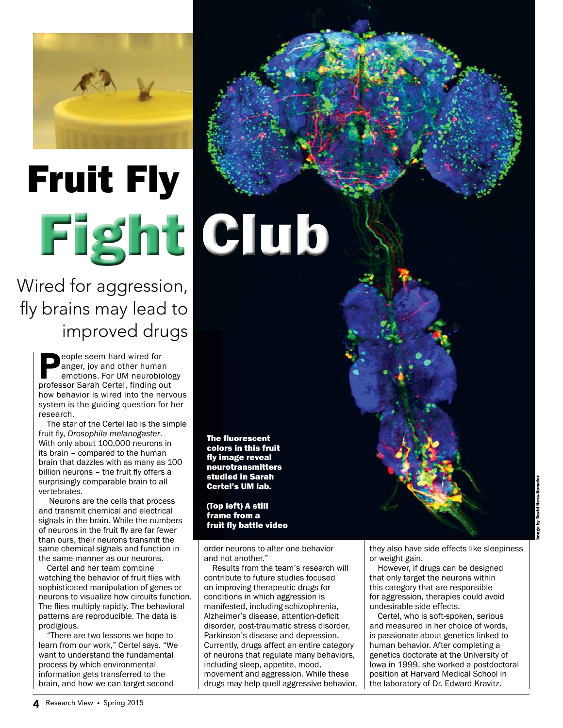# Fruit Fly Fight Club

## Wired for aggression, fly brains may lead to improved drugs

People seem hard-wired for anger, joy and other human emotions. For UM neurobiology professor Sarah Certel, finding out how behavior is wired into the nervous system is the guiding question for her research.

The star of the Certel lab is the simple fruit fly, *Drosophila melanogaster*. With only about 100,000 neurons in its brain – compared to the human brain that dazzles with as many as 100 billion neurons – the fruit fly offers a surprisingly comparable brain to all vertebrates.

Neurons are the cells that process and transmit chemical and electrical signals in the brain. While the numbers of neurons in the fruit fly are far fewer than ours, their neurons transmit the same chemical signals and function in the same manner as our neurons.

Certel and her team combine watching the behavior of fruit flies with sophisticated manipulation of genes or neurons to visualize how circuits function. The flies multiply rapidly. The behavioral patterns are reproducible. The data is prodigious.

"There are two lessons we hope to learn from our work," Certel says. "We want to understand the fundamental process by which environmental information gets transferred to the brain, and how we can target second-order neurons to alter one behavior and not another."

Results from the team's research will contribute to future studies focused on improving therapeutic drugs for conditions in which aggression is manifested, including schizophrenia, Alzheimer's disease, attention-deficit disorder, post-traumatic stress disorder, Parkinson's disease and depression. Currently, drugs affect an entire category of neurons that regulate many behaviors, including sleep, appetite, mood, movement and aggression. While these drugs may help quell aggressive behavior, they also have side effects like sleepiness or weight gain.

However, if drugs can be designed that only target the neurons within this category that are responsible for aggression, therapies could avoid undesirable side effects.

Certel, who is soft-spoken, serious and measured in her choice of words, is passionate about genetics linked to human behavior. After completing a genetics doctorate at the University of Iowa in 1999, she worked a postdoctoral position at Harvard Medical School in the laboratory of Dr. Edward Kravitz.

**The fluorescent colors in this fruit fly image reveal neurotransmitters studied in Sarah Certel's UM lab.**

**(Top left) A still frame from a fruit fly battle video**

Image by David Hess-Homeier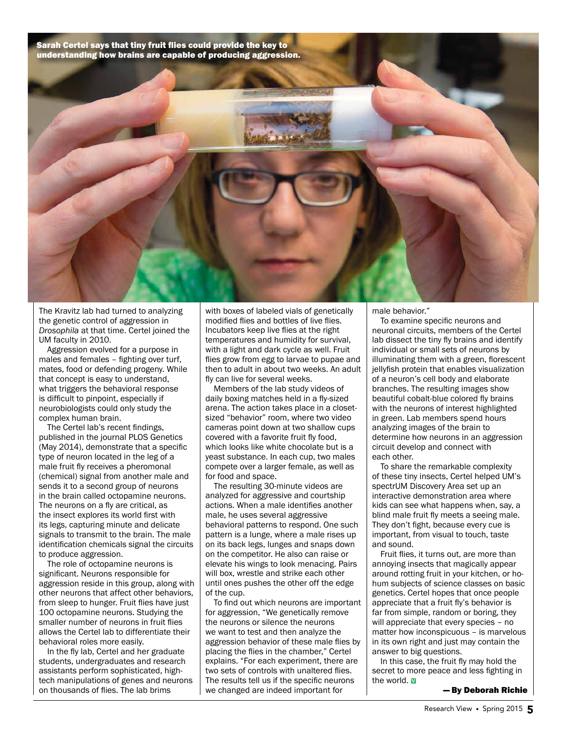**Sarah Certel says that tiny fruit flies could provide the key to understanding how brains are capable of producing aggression.**

The Kravitz lab had turned to analyzing the genetic control of aggression in *Drosophila* at that time. Certel joined the UM faculty in 2010.

Aggression evolved for a purpose in males and females – fighting over turf, mates, food or defending progeny. While that concept is easy to understand, what triggers the behavioral response is difficult to pinpoint, especially if neurobiologists could only study the complex human brain.

The Certel lab's recent findings, published in the journal PLOS Genetics (May 2014), demonstrate that a specific type of neuron located in the leg of a male fruit fly receives a pheromonal (chemical) signal from another male and sends it to a second group of neurons in the brain called octopamine neurons. The neurons on a fly are critical, as the insect explores its world first with its legs, capturing minute and delicate signals to transmit to the brain. The male identification chemicals signal the circuits to produce aggression.

The role of octopamine neurons is significant. Neurons responsible for aggression reside in this group, along with other neurons that affect other behaviors, from sleep to hunger. Fruit flies have just 100 octopamine neurons. Studying the smaller number of neurons in fruit flies allows the Certel lab to differentiate their behavioral roles more easily.

In the fly lab, Certel and her graduate students, undergraduates and research assistants perform sophisticated, high-tech manipulations of genes and neurons on thousands of flies. The lab brims with boxes of labeled vials of genetically modified flies and bottles of live flies. Incubators keep live flies at the right temperatures and humidity for survival, with a light and dark cycle as well. Fruit flies grow from egg to larvae to pupae and then to adult in about two weeks. An adult fly can live for several weeks.

Members of the lab study videos of daily boxing matches held in a fly-sized arena. The action takes place in a closet-sized "behavior" room, where two video cameras point down at two shallow cups covered with a favorite fruit fly food, which looks like white chocolate but is a yeast substance. In each cup, two males compete over a larger female, as well as for food and space.

The resulting 30-minute videos are analyzed for aggressive and courtship actions. When a male identifies another male, he uses several aggressive behavioral patterns to respond. One such pattern is a lunge, where a male rises up on its back legs, lunges and snaps down on the competitor. He also can raise or elevate his wings to look menacing. Pairs will box, wrestle and strike each other until ones pushes the other off the edge of the cup.

To find out which neurons are important for aggression, "We genetically remove the neurons or silence the neurons we want to test and then analyze the aggression behavior of these male flies by placing the flies in the chamber," Certel explains. "For each experiment, there are two sets of controls with unaltered flies. The results tell us if the specific neurons we changed are indeed important for male behavior."

To examine specific neurons and neuronal circuits, members of the Certel lab dissect the tiny fly brains and identify individual or small sets of neurons by illuminating them with a green, florescent jellyfish protein that enables visualization of a neuron's cell body and elaborate branches. The resulting images show beautiful cobalt-blue colored fly brains with the neurons of interest highlighted in green. Lab members spend hours analyzing images of the brain to determine how neurons in an aggression circuit develop and connect with each other.

To share the remarkable complexity of these tiny insects, Certel helped UM's spectrUM Discovery Area set up an interactive demonstration area where kids can see what happens when, say, a blind male fruit fly meets a seeing male. They don't fight, because every cue is important, from visual to touch, taste and sound.

Fruit flies, it turns out, are more than annoying insects that magically appear around rotting fruit in your kitchen, or ho-hum subjects of science classes on basic genetics. Certel hopes that once people appreciate that a fruit fly's behavior is far from simple, random or boring, they will appreciate that every species – no matter how inconspicuous – is marvelous in its own right and just may contain the answer to big questions.

In this case, the fruit fly may hold the secret to more peace and less fighting in the world.

**— By Deborah Richie**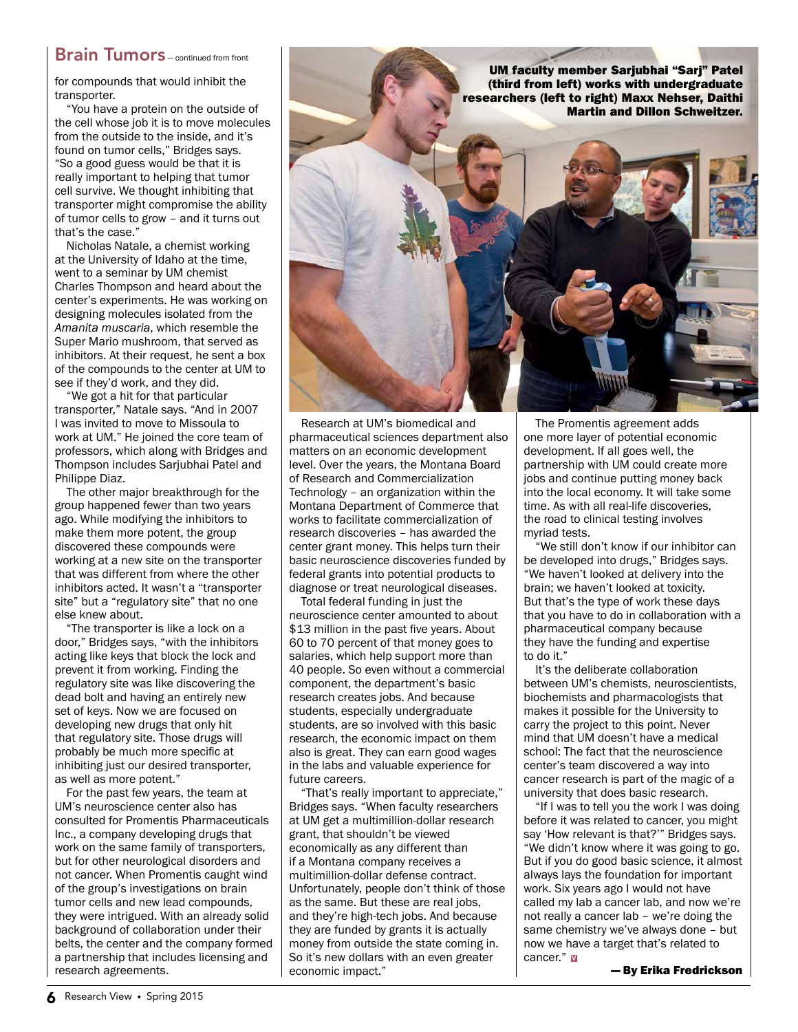## Brain Tumors – continued from front

for compounds that would inhibit the transporter.

"You have a protein on the outside of the cell whose job it is to move molecules from the outside to the inside, and it's found on tumor cells," Bridges says. "So a good guess would be that it is really important to helping that tumor cell survive. We thought inhibiting that transporter might compromise the ability of tumor cells to grow – and it turns out that's the case."

Nicholas Natale, a chemist working at the University of Idaho at the time, went to a seminar by UM chemist Charles Thompson and heard about the center's experiments. He was working on designing molecules isolated from the *Amanita muscaria*, which resemble the Super Mario mushroom, that served as inhibitors. At their request, he sent a box of the compounds to the center at UM to see if they'd work, and they did.

"We got a hit for that particular transporter," Natale says. "And in 2007 I was invited to move to Missoula to work at UM." He joined the core team of professors, which along with Bridges and Thompson includes Sarjubhai Patel and Philippe Diaz.

The other major breakthrough for the group happened fewer than two years ago. While modifying the inhibitors to make them more potent, the group discovered these compounds were working at a new site on the transporter that was different from where the other inhibitors acted. It wasn't a "transporter site" but a "regulatory site" that no one else knew about.

"The transporter is like a lock on a door," Bridges says, "with the inhibitors acting like keys that block the lock and prevent it from working. Finding the regulatory site was like discovering the dead bolt and having an entirely new set of keys. Now we are focused on developing new drugs that only hit that regulatory site. Those drugs will probably be much more specific at inhibiting just our desired transporter, as well as more potent."

For the past few years, the team at UM's neuroscience center also has consulted for Promentis Pharmaceuticals Inc., a company developing drugs that work on the same family of transporters, but for other neurological disorders and not cancer. When Promentis caught wind of the group's investigations on brain tumor cells and new lead compounds, they were intrigued. With an already solid background of collaboration under their belts, the center and the company formed a partnership that includes licensing and research agreements.

**UM faculty member Sarjubhai "Sarj" Patel (third from left) works with undergraduate researchers (left to right) Maxx Nehser, Daithi Martin and Dillon Schweitzer.**

Research at UM's biomedical and pharmaceutical sciences department also matters on an economic development level. Over the years, the Montana Board of Research and Commercialization Technology – an organization within the Montana Department of Commerce that works to facilitate commercialization of research discoveries – has awarded the center grant money. This helps turn their basic neuroscience discoveries funded by federal grants into potential products to diagnose or treat neurological diseases.

Total federal funding in just the neuroscience center amounted to about $13 million in the past five years. About 60 to 70 percent of that money goes to salaries, which help support more than 40 people. So even without a commercial component, the department's basic research creates jobs. And because students, especially undergraduate students, are so involved with this basic research, the economic impact on them also is great. They can earn good wages in the labs and valuable experience for future careers.

"That's really important to appreciate," Bridges says. "When faculty researchers at UM get a multimillion-dollar research grant, that shouldn't be viewed economically as any different than if a Montana company receives a multimillion-dollar defense contract. Unfortunately, people don't think of those as the same. But these are real jobs, and they're high-tech jobs. And because they are funded by grants it is actually money from outside the state coming in. So it's new dollars with an even greater economic impact."

The Promentis agreement adds one more layer of potential economic development. If all goes well, the partnership with UM could create more jobs and continue putting money back into the local economy. It will take some time. As with all real-life discoveries, the road to clinical testing involves myriad tests.

"We still don't know if our inhibitor can be developed into drugs," Bridges says. "We haven't looked at delivery into the brain; we haven't looked at toxicity. But that's the type of work these days that you have to do in collaboration with a pharmaceutical company because they have the funding and expertise to do it."

It's the deliberate collaboration between UM's chemists, neuroscientists, biochemists and pharmacologists that makes it possible for the University to carry the project to this point. Never mind that UM doesn't have a medical school: The fact that the neuroscience center's team discovered a way into cancer research is part of the magic of a university that does basic research.

"If I was to tell you the work I was doing before it was related to cancer, you might say 'How relevant is that?'" Bridges says. "We didn't know where it was going to go. But if you do good basic science, it almost always lays the foundation for important work. Six years ago I would not have called my lab a cancer lab, and now we're not really a cancer lab – we're doing the same chemistry we've always done – but now we have a target that's related to cancer."

**— By Erika Fredrickson**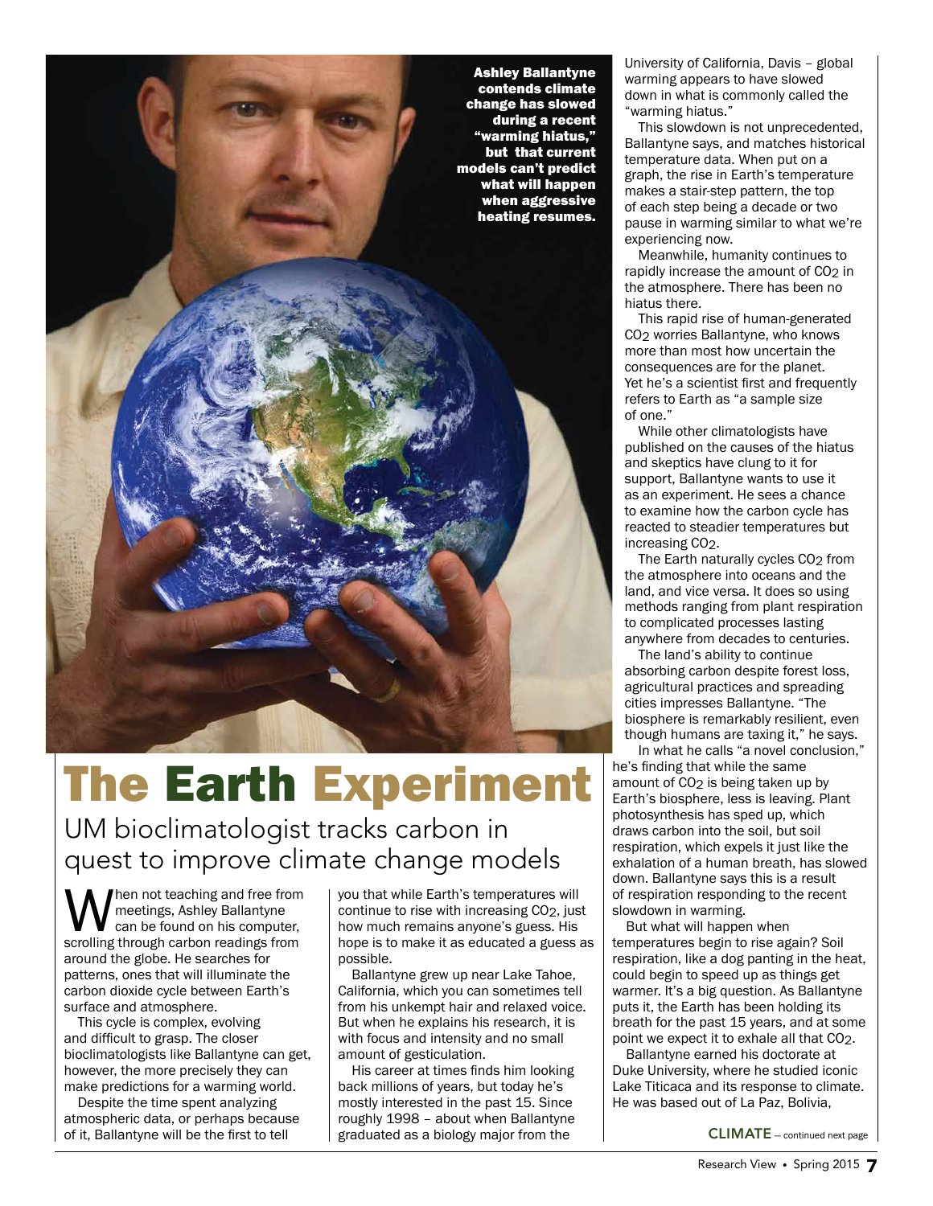Ashley Ballantyne contends climate change has slowed during a recent "warming hiatus," but that current models can't predict what will happen when aggressive heating resumes.

# The Earth Experiment

## UM bioclimatologist tracks carbon in quest to improve climate change models

When not teaching and free from meetings, Ashley Ballantyne can be found on his computer, scrolling through carbon readings from around the globe. He searches for patterns, ones that will illuminate the carbon dioxide cycle between Earth's surface and atmosphere.

This cycle is complex, evolving and difficult to grasp. The closer bioclimatologists like Ballantyne can get, however, the more precisely they can make predictions for a warming world.

Despite the time spent analyzing atmospheric data, or perhaps because of it, Ballantyne will be the first to tell you that while Earth's temperatures will continue to rise with increasing $CO_2$, just how much remains anyone's guess. His hope is to make it as educated a guess as possible.

Ballantyne grew up near Lake Tahoe, California, which you can sometimes tell from his unkempt hair and relaxed voice. But when he explains his research, it is with focus and intensity and no small amount of gesticulation.

His career at times finds him looking back millions of years, but today he's mostly interested in the past 15. Since roughly 1998 – about when Ballantyne graduated as a biology major from the University of California, Davis – global warming appears to have slowed down in what is commonly called the "warming hiatus."

This slowdown is not unprecedented, Ballantyne says, and matches historical temperature data. When put on a graph, the rise in Earth's temperature makes a stair-step pattern, the top of each step being a decade or two pause in warming similar to what we're experiencing now.

Meanwhile, humanity continues to rapidly increase the amount of $CO_2$ in the atmosphere. There has been no hiatus there.

This rapid rise of human-generated $CO_2$ worries Ballantyne, who knows more than most how uncertain the consequences are for the planet. Yet he's a scientist first and frequently refers to Earth as "a sample size of one."

While other climatologists have published on the causes of the hiatus and skeptics have clung to it for support, Ballantyne wants to use it as an experiment. He sees a chance to examine how the carbon cycle has reacted to steadier temperatures but increasing $CO_2$.

The Earth naturally cycles $CO_2$ from the atmosphere into oceans and the land, and vice versa. It does so using methods ranging from plant respiration to complicated processes lasting anywhere from decades to centuries.

The land's ability to continue absorbing carbon despite forest loss, agricultural practices and spreading cities impresses Ballantyne. "The biosphere is remarkably resilient, even though humans are taxing it," he says.

In what he calls "a novel conclusion," he's finding that while the same amount of $CO_2$ is being taken up by Earth's biosphere, less is leaving. Plant photosynthesis has sped up, which draws carbon into the soil, but soil respiration, which expels it just like the exhalation of a human breath, has slowed down. Ballantyne says this is a result of respiration responding to the recent slowdown in warming.

But what will happen when temperatures begin to rise again? Soil respiration, like a dog panting in the heat, could begin to speed up as things get warmer. It's a big question. As Ballantyne puts it, the Earth has been holding its breath for the past 15 years, and at some point we expect it to exhale all that $CO_2$.

Ballantyne earned his doctorate at Duke University, where he studied iconic Lake Titicaca and its response to climate. He was based out of La Paz, Bolivia,

**CLIMATE** – continued next page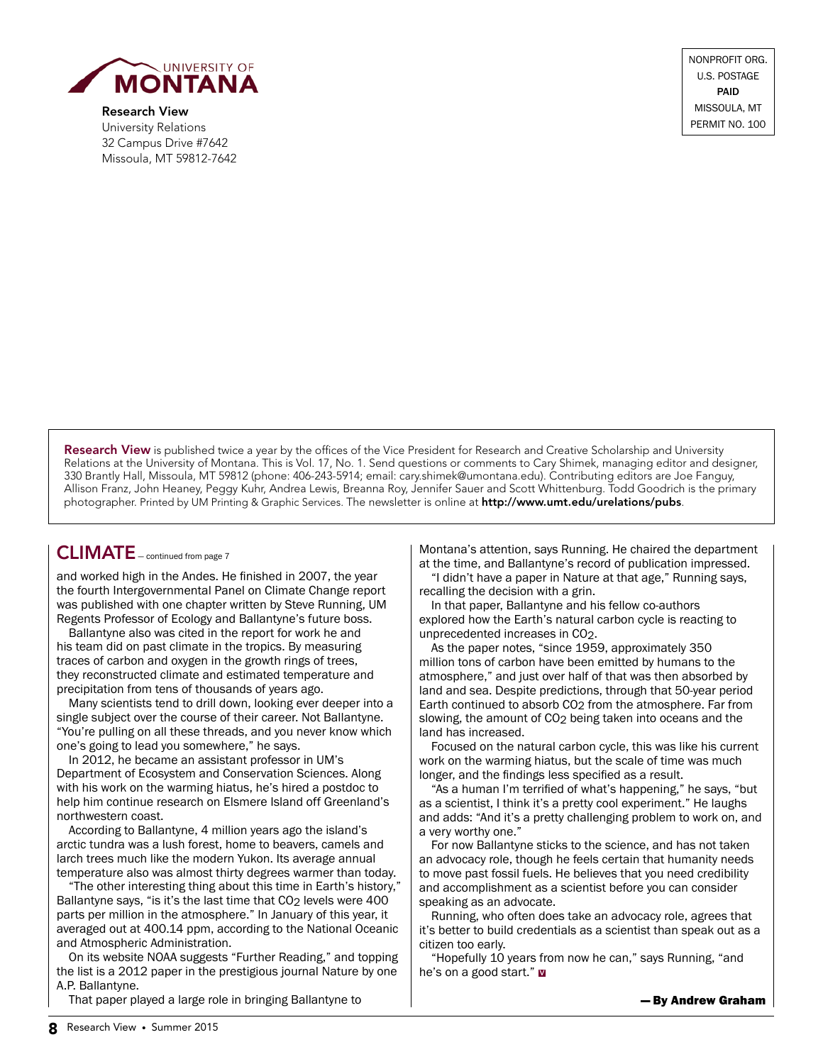University of Montana

**Research View**
University Relations
32 Campus Drive #7642
Missoula, MT 59812-7642

NONPROFIT ORG.
U.S. POSTAGE
**PAID**
MISSOULA, MT
PERMIT NO. 100

**Research View** is published twice a year by the offices of the Vice President for Research and Creative Scholarship and University Relations at the University of Montana. This is Vol. 17, No. 1. Send questions or comments to Cary Shimek, managing editor and designer, 330 Brantly Hall, Missoula, MT 59812 (phone: 406-243-5914; email: cary.shimek@umontana.edu). Contributing editors are Joe Fanguy, Allison Franz, John Heaney, Peggy Kuhr, Andrea Lewis, Breanna Roy, Jennifer Sauer and Scott Whittenburg. Todd Goodrich is the primary photographer. Printed by UM Printing & Graphic Services. The newsletter is online at **http://www.umt.edu/urelations/pubs**.

## CLIMATE — continued from page 7

and worked high in the Andes. He finished in 2007, the year the fourth Intergovernmental Panel on Climate Change report was published with one chapter written by Steve Running, UM Regents Professor of Ecology and Ballantyne's future boss.

Ballantyne also was cited in the report for work he and his team did on past climate in the tropics. By measuring traces of carbon and oxygen in the growth rings of trees, they reconstructed climate and estimated temperature and precipitation from tens of thousands of years ago.

Many scientists tend to drill down, looking ever deeper into a single subject over the course of their career. Not Ballantyne. "You're pulling on all these threads, and you never know which one's going to lead you somewhere," he says.

In 2012, he became an assistant professor in UM's Department of Ecosystem and Conservation Sciences. Along with his work on the warming hiatus, he's hired a postdoc to help him continue research on Elsmere Island off Greenland's northwestern coast.

According to Ballantyne, 4 million years ago the island's arctic tundra was a lush forest, home to beavers, camels and larch trees much like the modern Yukon. Its average annual temperature also was almost thirty degrees warmer than today.

"The other interesting thing about this time in Earth's history," Ballantyne says, "is it's the last time that $CO_2$ levels were 400 parts per million in the atmosphere." In January of this year, it averaged out at 400.14 ppm, according to the National Oceanic and Atmospheric Administration.

On its website NOAA suggests "Further Reading," and topping the list is a 2012 paper in the prestigious journal Nature by one A.P. Ballantyne.

That paper played a large role in bringing Ballantyne to Montana's attention, says Running. He chaired the department at the time, and Ballantyne's record of publication impressed.

"I didn't have a paper in Nature at that age," Running says, recalling the decision with a grin.

In that paper, Ballantyne and his fellow co-authors explored how the Earth's natural carbon cycle is reacting to unprecedented increases in $CO_2$.

As the paper notes, "since 1959, approximately 350 million tons of carbon have been emitted by humans to the atmosphere," and just over half of that was then absorbed by land and sea. Despite predictions, through that 50-year period Earth continued to absorb $CO_2$ from the atmosphere. Far from slowing, the amount of $CO_2$ being taken into oceans and the land has increased.

Focused on the natural carbon cycle, this was like his current work on the warming hiatus, but the scale of time was much longer, and the findings less specified as a result.

"As a human I'm terrified of what's happening," he says, "but as a scientist, I think it's a pretty cool experiment." He laughs and adds: "And it's a pretty challenging problem to work on, and a very worthy one."

For now Ballantyne sticks to the science, and has not taken an advocacy role, though he feels certain that humanity needs to move past fossil fuels. He believes that you need credibility and accomplishment as a scientist before you can consider speaking as an advocate.

Running, who often does take an advocacy role, agrees that it's better to build credentials as a scientist than speak out as a citizen too early.

"Hopefully 10 years from now he can," says Running, "and he's on a good start."

**— By Andrew Graham**